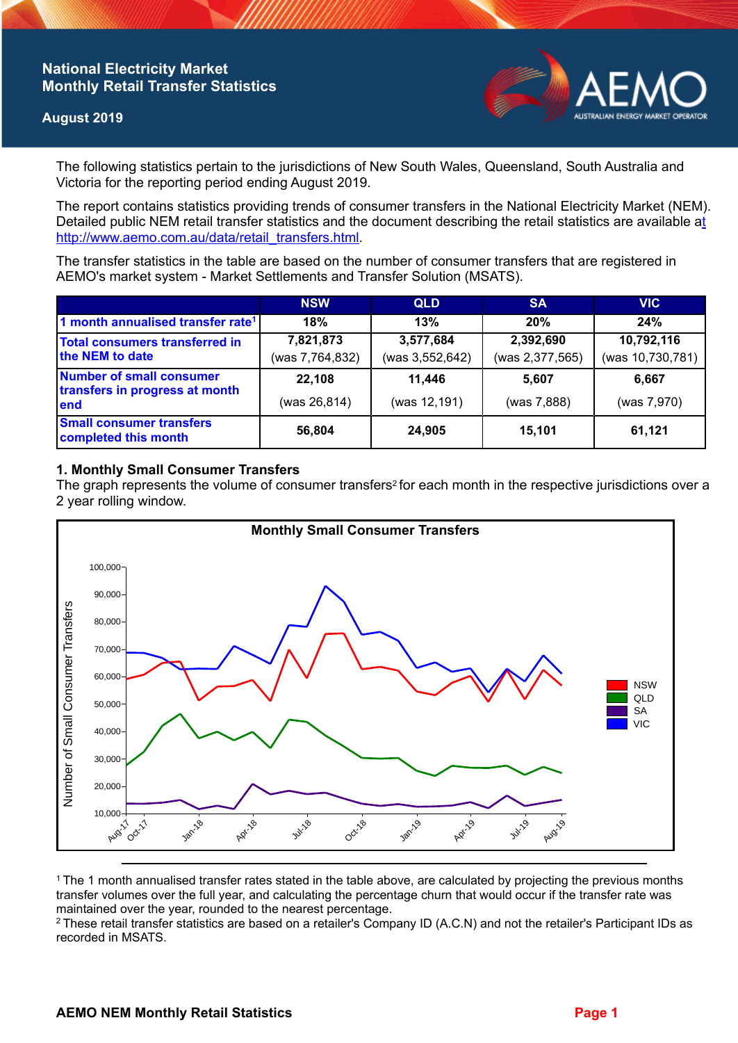# National Electricity Market
# Monthly Retail Transfer Statistics

**August 2019**

The following statistics pertain to the jurisdictions of New South Wales, Queensland, South Australia and Victoria for the reporting period ending August 2019.

The report contains statistics providing trends of consumer transfers in the National Electricity Market (NEM). Detailed public NEM retail transfer statistics and the document describing the retail statistics are available at http://www.aemo.com.au/data/retail_transfers.html.

The transfer statistics in the table are based on the number of consumer transfers that are registered in AEMO's market system - Market Settlements and Transfer Solution (MSATS).

| | NSW | QLD | SA | VIC |
|---|---|---|---|---|
| 1 month annualised transfer rate[1] | 18% | 13% | 20% | 24% |
| Total consumers transferred in the NEM to date | 7,821,873 (was 7,764,832) | 3,577,684 (was 3,552,642) | 2,392,690 (was 2,377,565) | 10,792,116 (was 10,730,781) |
| Number of small consumer transfers in progress at month end | 22,108 (was 26,814) | 11,446 (was 12,191) | 5,607 (was 7,888) | 6,667 (was 7,970) |
| Small consumer transfers completed this month | 56,804 | 24,905 | 15,101 | 61,121 |

## 1. Monthly Small Consumer Transfers

The graph represents the volume of consumer transfers[2] for each month in the respective jurisdictions over a 2 year rolling window.

**Monthly Small Consumer Transfers**

Number of Small Consumer Transfers (y-axis: 10,000–100,000); x-axis: Aug-17, Oct-17, Jan-18, Apr-18, Jul-18, Oct-18, Jan-19, Apr-19, Jul-19, Aug-19. Legend: NSW, QLD, SA, VIC.

---

[1] The 1 month annualised transfer rates stated in the table above, are calculated by projecting the previous months transfer volumes over the full year, and calculating the percentage churn that would occur if the transfer rate was maintained over the year, rounded to the nearest percentage.

[2] These retail transfer statistics are based on a retailer's Company ID (A.C.N) and not the retailer's Participant IDs as recorded in MSATS.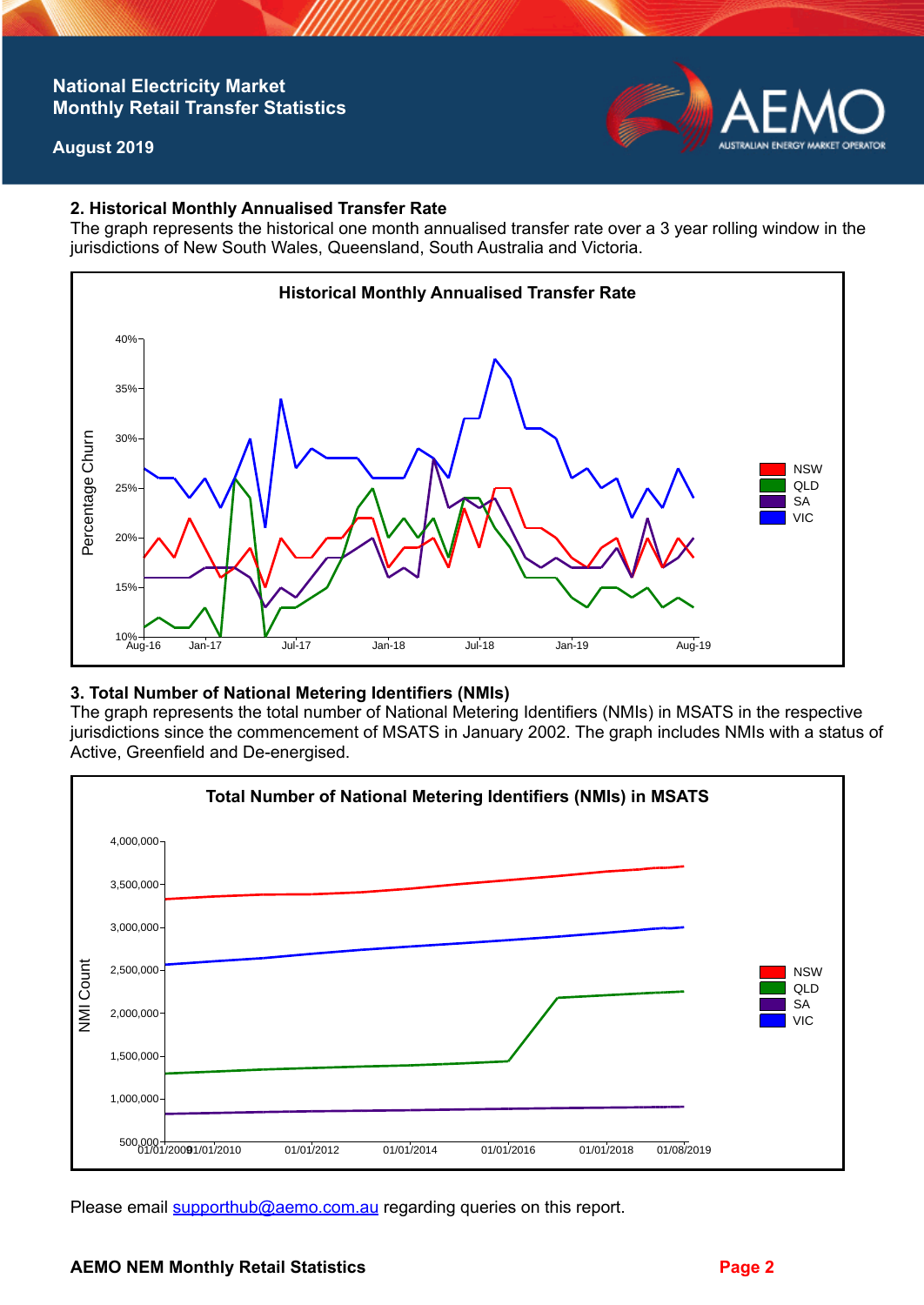National Electricity Market
Monthly Retail Transfer Statistics

August 2019

## 2. Historical Monthly Annualised Transfer Rate

The graph represents the historical one month annualised transfer rate over a 3 year rolling window in the jurisdictions of New South Wales, Queensland, South Australia and Victoria.

Historical Monthly Annualised Transfer Rate

Percentage Churn

40%
35%
30%
25%
20%
15%
10%

Aug-16
Jan-17
Jul-17
Jan-18
Jul-18
Jan-19
Aug-19

NSW
QLD
SA
VIC

## 3. Total Number of National Metering Identifiers (NMIs)

The graph represents the total number of National Metering Identifiers (NMIs) in MSATS in the respective jurisdictions since the commencement of MSATS in January 2002. The graph includes NMIs with a status of Active, Greenfield and De-energised.

Total Number of National Metering Identifiers (NMIs) in MSATS

NMI Count

4,000,000
3,500,000
3,000,000
2,500,000
2,000,000
1,500,000
1,000,000
500,000

01/01/2009
01/01/2010
01/01/2012
01/01/2014
01/01/2016
01/01/2018
01/08/2019

NSW
QLD
SA
VIC

Please email supporthub@aemo.com.au regarding queries on this report.